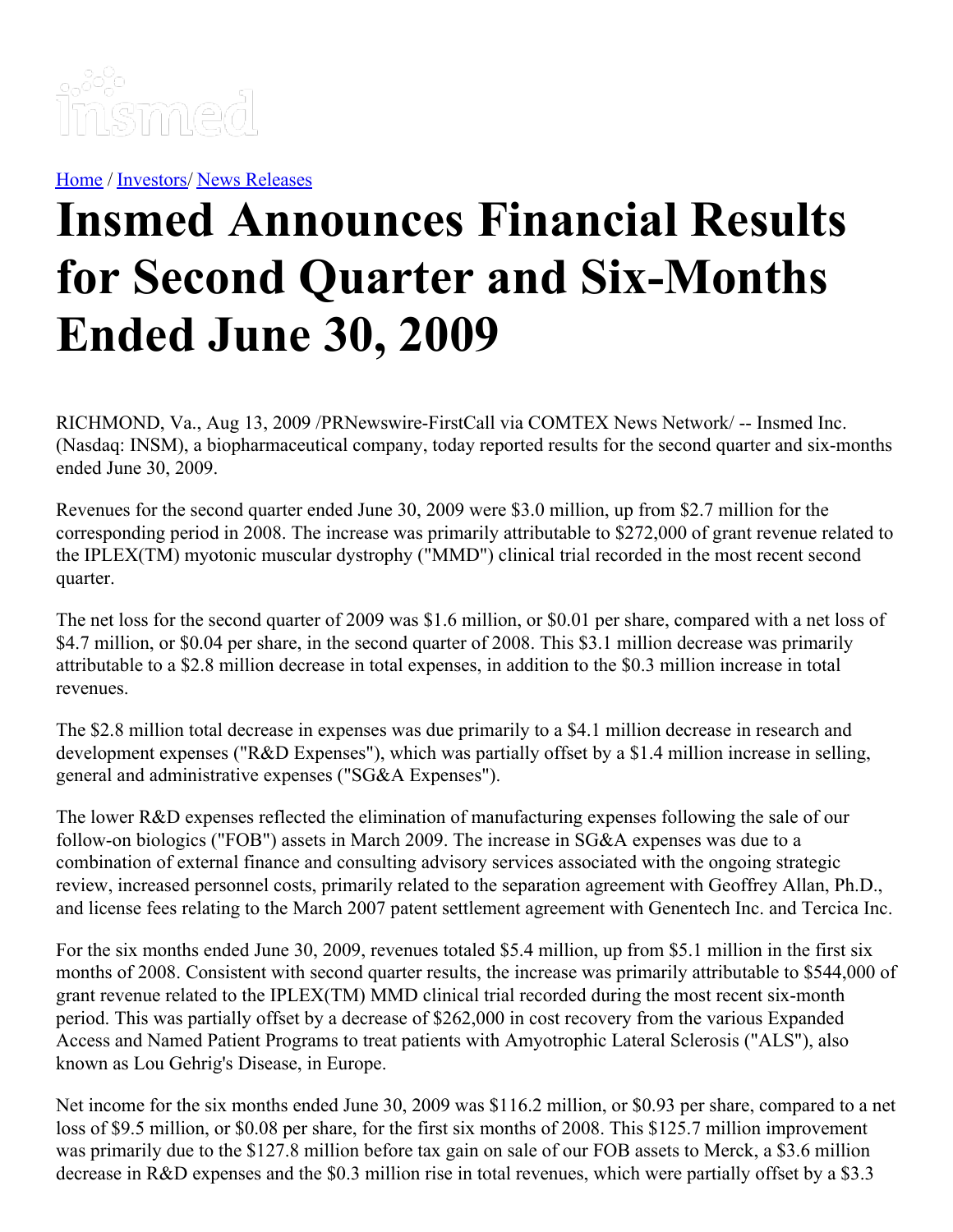[Home](#) / [Investors](#)/ [News Releases](#)

# Insmed Announces Financial Results for Second Quarter and Six-Months Ended June 30, 2009

RICHMOND, Va., Aug 13, 2009 /PRNewswire-FirstCall via COMTEX News Network/ -- Insmed Inc. (Nasdaq: INSM), a biopharmaceutical company, today reported results for the second quarter and six-months ended June 30, 2009.

Revenues for the second quarter ended June 30, 2009 were $3.0 million, up from $2.7 million for the corresponding period in 2008. The increase was primarily attributable to $272,000 of grant revenue related to the IPLEX(TM) myotonic muscular dystrophy ("MMD") clinical trial recorded in the most recent second quarter.

The net loss for the second quarter of 2009 was $1.6 million, or $0.01 per share, compared with a net loss of $4.7 million, or $0.04 per share, in the second quarter of 2008. This $3.1 million decrease was primarily attributable to a $2.8 million decrease in total expenses, in addition to the $0.3 million increase in total revenues.

The $2.8 million total decrease in expenses was due primarily to a $4.1 million decrease in research and development expenses ("R&D Expenses"), which was partially offset by a $1.4 million increase in selling, general and administrative expenses ("SG&A Expenses").

The lower R&D expenses reflected the elimination of manufacturing expenses following the sale of our follow-on biologics ("FOB") assets in March 2009. The increase in SG&A expenses was due to a combination of external finance and consulting advisory services associated with the ongoing strategic review, increased personnel costs, primarily related to the separation agreement with Geoffrey Allan, Ph.D., and license fees relating to the March 2007 patent settlement agreement with Genentech Inc. and Tercica Inc.

For the six months ended June 30, 2009, revenues totaled $5.4 million, up from $5.1 million in the first six months of 2008. Consistent with second quarter results, the increase was primarily attributable to $544,000 of grant revenue related to the IPLEX(TM) MMD clinical trial recorded during the most recent six-month period. This was partially offset by a decrease of $262,000 in cost recovery from the various Expanded Access and Named Patient Programs to treat patients with Amyotrophic Lateral Sclerosis ("ALS"), also known as Lou Gehrig's Disease, in Europe.

Net income for the six months ended June 30, 2009 was $116.2 million, or $0.93 per share, compared to a net loss of $9.5 million, or $0.08 per share, for the first six months of 2008. This $125.7 million improvement was primarily due to the $127.8 million before tax gain on sale of our FOB assets to Merck, a $3.6 million decrease in R&D expenses and the $0.3 million rise in total revenues, which were partially offset by a $3.3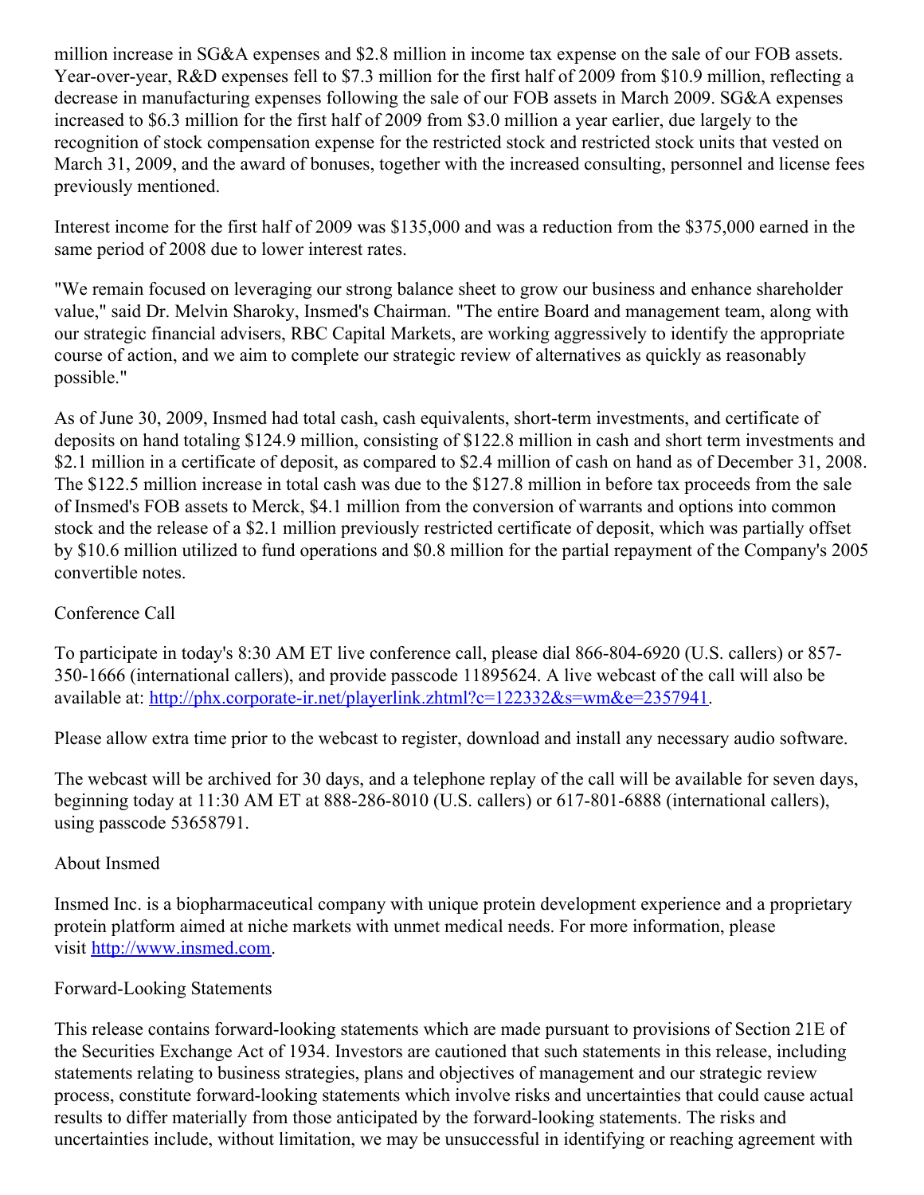million increase in SG&A expenses and $2.8 million in income tax expense on the sale of our FOB assets. Year-over-year, R&D expenses fell to $7.3 million for the first half of 2009 from $10.9 million, reflecting a decrease in manufacturing expenses following the sale of our FOB assets in March 2009. SG&A expenses increased to $6.3 million for the first half of 2009 from $3.0 million a year earlier, due largely to the recognition of stock compensation expense for the restricted stock and restricted stock units that vested on March 31, 2009, and the award of bonuses, together with the increased consulting, personnel and license fees previously mentioned.

Interest income for the first half of 2009 was $135,000 and was a reduction from the $375,000 earned in the same period of 2008 due to lower interest rates.

"We remain focused on leveraging our strong balance sheet to grow our business and enhance shareholder value," said Dr. Melvin Sharoky, Insmed's Chairman. "The entire Board and management team, along with our strategic financial advisers, RBC Capital Markets, are working aggressively to identify the appropriate course of action, and we aim to complete our strategic review of alternatives as quickly as reasonably possible."

As of June 30, 2009, Insmed had total cash, cash equivalents, short-term investments, and certificate of deposits on hand totaling $124.9 million, consisting of $122.8 million in cash and short term investments and $2.1 million in a certificate of deposit, as compared to $2.4 million of cash on hand as of December 31, 2008. The $122.5 million increase in total cash was due to the $127.8 million in before tax proceeds from the sale of Insmed's FOB assets to Merck, $4.1 million from the conversion of warrants and options into common stock and the release of a $2.1 million previously restricted certificate of deposit, which was partially offset by $10.6 million utilized to fund operations and $0.8 million for the partial repayment of the Company's 2005 convertible notes.

## Conference Call

To participate in today's 8:30 AM ET live conference call, please dial 866-804-6920 (U.S. callers) or 857-350-1666 (international callers), and provide passcode 11895624. A live webcast of the call will also be available at: http://phx.corporate-ir.net/playerlink.zhtml?c=122332&s=wm&e=2357941.

Please allow extra time prior to the webcast to register, download and install any necessary audio software.

The webcast will be archived for 30 days, and a telephone replay of the call will be available for seven days, beginning today at 11:30 AM ET at 888-286-8010 (U.S. callers) or 617-801-6888 (international callers), using passcode 53658791.

## About Insmed

Insmed Inc. is a biopharmaceutical company with unique protein development experience and a proprietary protein platform aimed at niche markets with unmet medical needs. For more information, please visit http://www.insmed.com.

## Forward-Looking Statements

This release contains forward-looking statements which are made pursuant to provisions of Section 21E of the Securities Exchange Act of 1934. Investors are cautioned that such statements in this release, including statements relating to business strategies, plans and objectives of management and our strategic review process, constitute forward-looking statements which involve risks and uncertainties that could cause actual results to differ materially from those anticipated by the forward-looking statements. The risks and uncertainties include, without limitation, we may be unsuccessful in identifying or reaching agreement with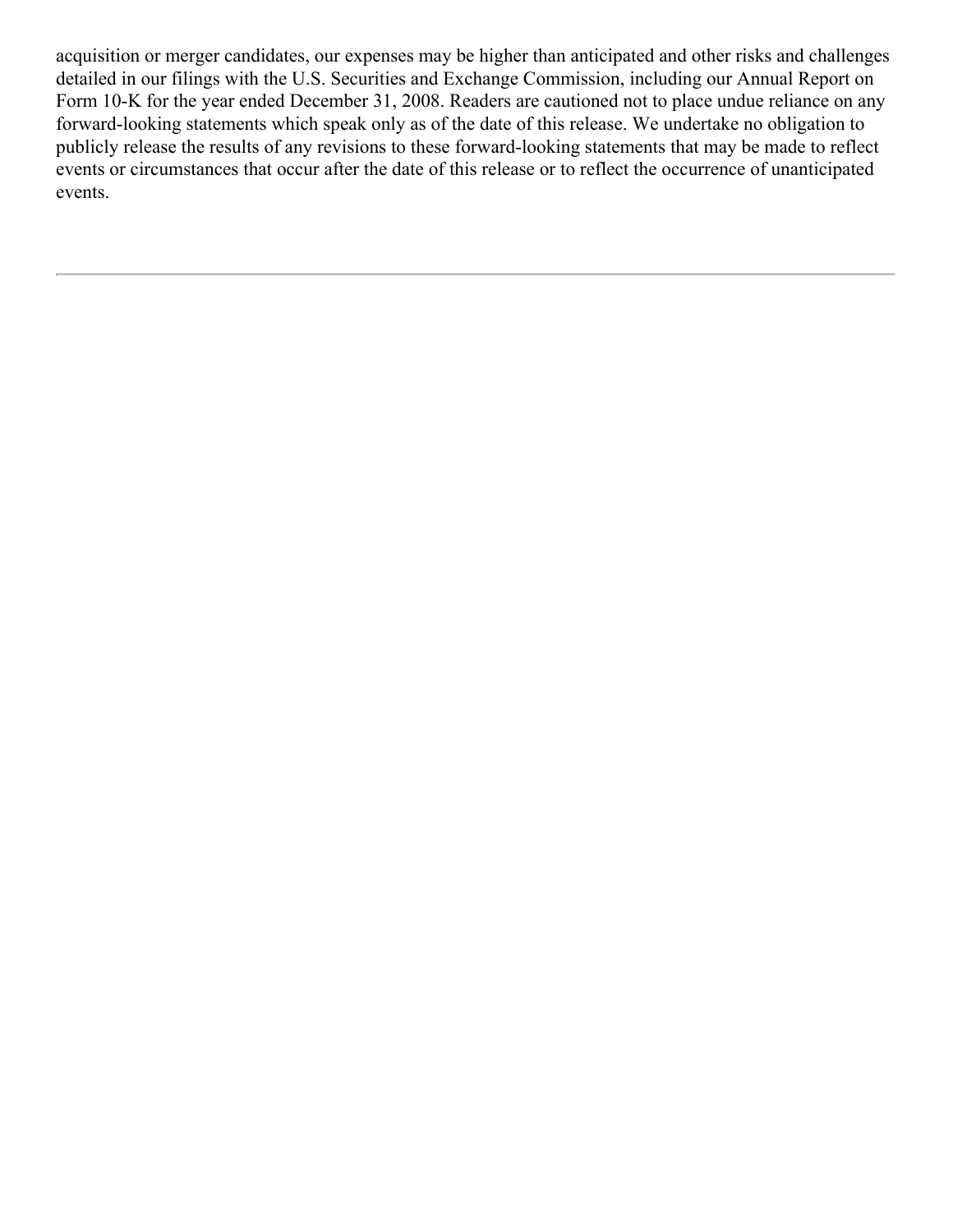acquisition or merger candidates, our expenses may be higher than anticipated and other risks and challenges detailed in our filings with the U.S. Securities and Exchange Commission, including our Annual Report on Form 10-K for the year ended December 31, 2008. Readers are cautioned not to place undue reliance on any forward-looking statements which speak only as of the date of this release. We undertake no obligation to publicly release the results of any revisions to these forward-looking statements that may be made to reflect events or circumstances that occur after the date of this release or to reflect the occurrence of unanticipated events.